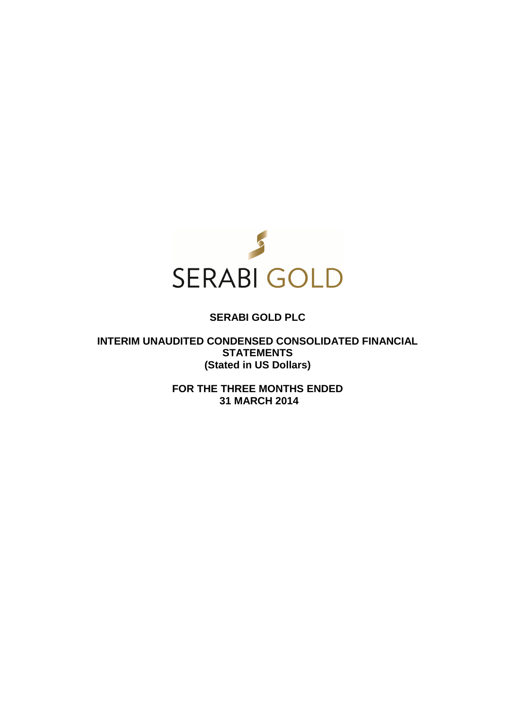SERABI GOLD

# SERABI GOLD PLC

## INTERIM UNAUDITED CONDENSED CONSOLIDATED FINANCIAL STATEMENTS

**(Stated in US Dollars)**

**FOR THE THREE MONTHS ENDED**
**31 MARCH 2014**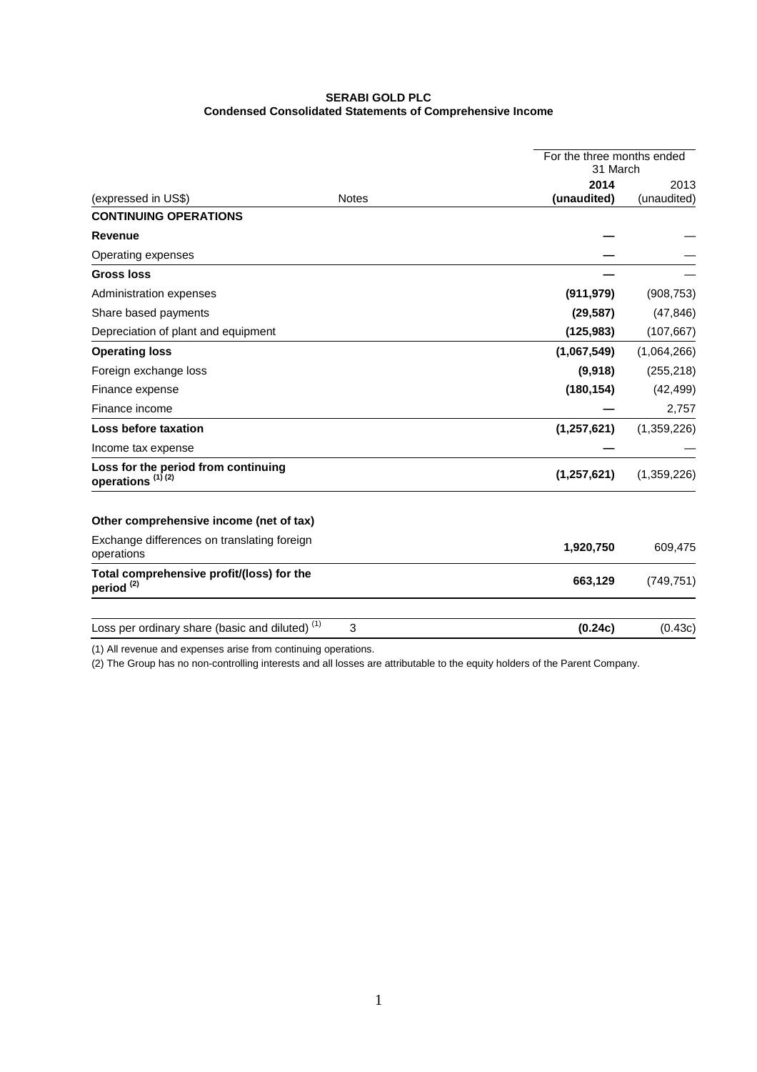**SERABI GOLD PLC**
**Condensed Consolidated Statements of Comprehensive Income**

| (expressed in US$) | Notes | For the three months ended 31 March 2014 (unaudited) | 2013 (unaudited) |
|---|---|---|---|
| **CONTINUING OPERATIONS** | | | |
| **Revenue** | | **—** | — |
| Operating expenses | | **—** | — |
| **Gross loss** | | **—** | — |
| Administration expenses | | **(911,979)** | (908,753) |
| Share based payments | | **(29,587)** | (47,846) |
| Depreciation of plant and equipment | | **(125,983)** | (107,667) |
| **Operating loss** | | **(1,067,549)** | (1,064,266) |
| Foreign exchange loss | | **(9,918)** | (255,218) |
| Finance expense | | **(180,154)** | (42,499) |
| Finance income | | **—** | 2,757 |
| **Loss before taxation** | | **(1,257,621)** | (1,359,226) |
| Income tax expense | | **—** | — |
| **Loss for the period from continuing operations [(1) (2)]** | | **(1,257,621)** | (1,359,226) |
| | | | |
| **Other comprehensive income (net of tax)** | | | |
| Exchange differences on translating foreign operations | | **1,920,750** | 609,475 |
| **Total comprehensive profit/(loss) for the period [(2)]** | | **663,129** | (749,751) |
| | | | |
| Loss per ordinary share (basic and diluted) [(1)] | 3 | **(0.24c)** | (0.43c) |

(1) All revenue and expenses arise from continuing operations.

(2) The Group has no non-controlling interests and all losses are attributable to the equity holders of the Parent Company.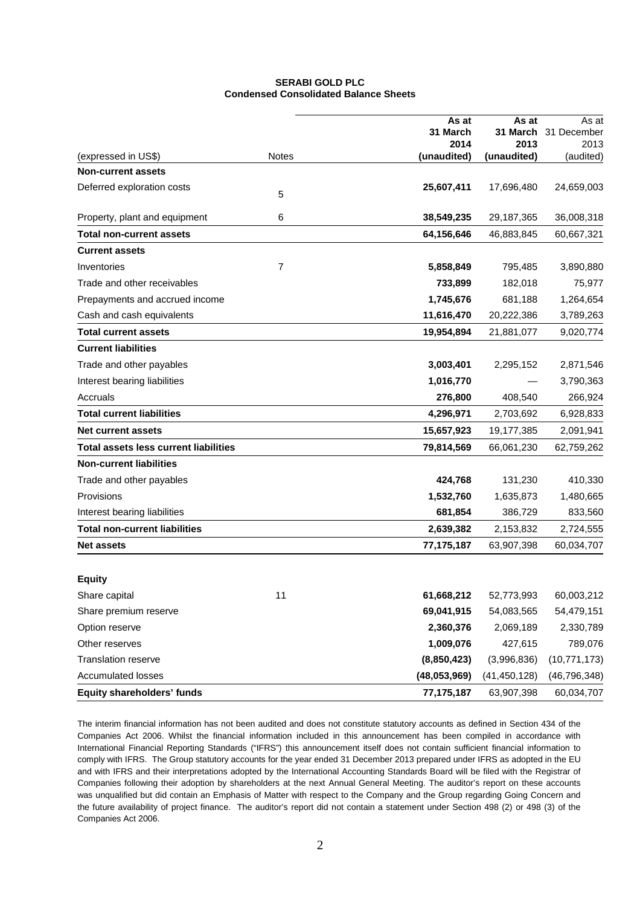**SERABI GOLD PLC**
**Condensed Consolidated Balance Sheets**

| (expressed in US$) | Notes | As at 31 March 2014 (unaudited) | As at 31 March 2013 (unaudited) | As at 31 December 2013 (audited) |
|---|---|---|---|---|
| **Non-current assets** | | | | |
| Deferred exploration costs | 5 | **25,607,411** | 17,696,480 | 24,659,003 |
| Property, plant and equipment | 6 | **38,549,235** | 29,187,365 | 36,008,318 |
| **Total non-current assets** | | **64,156,646** | 46,883,845 | 60,667,321 |
| **Current assets** | | | | |
| Inventories | 7 | **5,858,849** | 795,485 | 3,890,880 |
| Trade and other receivables | | **733,899** | 182,018 | 75,977 |
| Prepayments and accrued income | | **1,745,676** | 681,188 | 1,264,654 |
| Cash and cash equivalents | | **11,616,470** | 20,222,386 | 3,789,263 |
| **Total current assets** | | **19,954,894** | 21,881,077 | 9,020,774 |
| **Current liabilities** | | | | |
| Trade and other payables | | **3,003,401** | 2,295,152 | 2,871,546 |
| Interest bearing liabilities | | **1,016,770** | — | 3,790,363 |
| Accruals | | **276,800** | 408,540 | 266,924 |
| **Total current liabilities** | | **4,296,971** | 2,703,692 | 6,928,833 |
| **Net current assets** | | **15,657,923** | 19,177,385 | 2,091,941 |
| **Total assets less current liabilities** | | **79,814,569** | 66,061,230 | 62,759,262 |
| **Non-current liabilities** | | | | |
| Trade and other payables | | **424,768** | 131,230 | 410,330 |
| Provisions | | **1,532,760** | 1,635,873 | 1,480,665 |
| Interest bearing liabilities | | **681,854** | 386,729 | 833,560 |
| **Total non-current liabilities** | | **2,639,382** | 2,153,832 | 2,724,555 |
| **Net assets** | | **77,175,187** | 63,907,398 | 60,034,707 |
| | | | | |
| **Equity** | | | | |
| Share capital | 11 | **61,668,212** | 52,773,993 | 60,003,212 |
| Share premium reserve | | **69,041,915** | 54,083,565 | 54,479,151 |
| Option reserve | | **2,360,376** | 2,069,189 | 2,330,789 |
| Other reserves | | **1,009,076** | 427,615 | 789,076 |
| Translation reserve | | **(8,850,423)** | (3,996,836) | (10,771,173) |
| Accumulated losses | | **(48,053,969)** | (41,450,128) | (46,796,348) |
| **Equity shareholders' funds** | | **77,175,187** | 63,907,398 | 60,034,707 |

The interim financial information has not been audited and does not constitute statutory accounts as defined in Section 434 of the Companies Act 2006. Whilst the financial information included in this announcement has been compiled in accordance with International Financial Reporting Standards ("IFRS") this announcement itself does not contain sufficient financial information to comply with IFRS. The Group statutory accounts for the year ended 31 December 2013 prepared under IFRS as adopted in the EU and with IFRS and their interpretations adopted by the International Accounting Standards Board will be filed with the Registrar of Companies following their adoption by shareholders at the next Annual General Meeting. The auditor's report on these accounts was unqualified but did contain an Emphasis of Matter with respect to the Company and the Group regarding Going Concern and the future availability of project finance. The auditor's report did not contain a statement under Section 498 (2) or 498 (3) of the Companies Act 2006.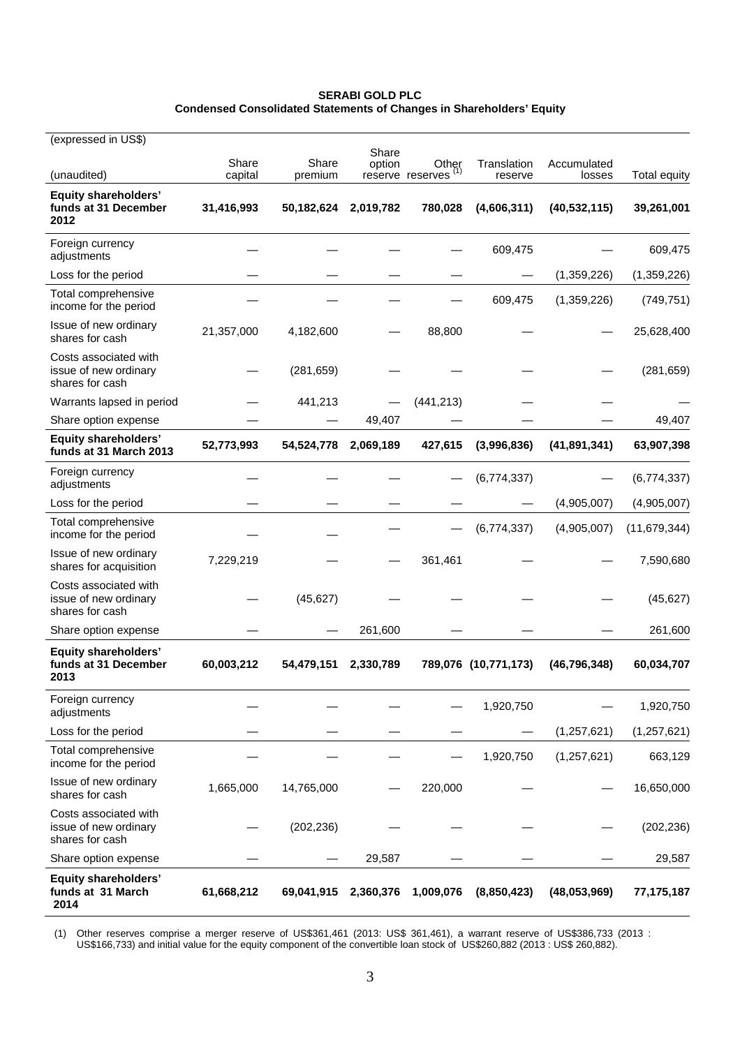**SERABI GOLD PLC**
**Condensed Consolidated Statements of Changes in Shareholders' Equity**

(expressed in US$)

| (unaudited) | Share capital | Share premium | Share option reserve | Other reserves [(1)] | Translation reserve | Accumulated losses | Total equity |
|---|---|---|---|---|---|---|---|
| **Equity shareholders' funds at 31 December 2012** | **31,416,993** | **50,182,624** | **2,019,782** | **780,028** | **(4,606,311)** | **(40,532,115)** | **39,261,001** |
| Foreign currency adjustments | — | — | — | — | 609,475 | — | 609,475 |
| Loss for the period | — | — | — | — | — | (1,359,226) | (1,359,226) |
| Total comprehensive income for the period | — | — | — | — | 609,475 | (1,359,226) | (749,751) |
| Issue of new ordinary shares for cash | 21,357,000 | 4,182,600 | — | 88,800 | — | — | 25,628,400 |
| Costs associated with issue of new ordinary shares for cash | — | (281,659) | — | — | — | — | (281,659) |
| Warrants lapsed in period | — | 441,213 | — | (441,213) | — | — | — |
| Share option expense | — | — | 49,407 | — | — | — | 49,407 |
| **Equity shareholders' funds at 31 March 2013** | **52,773,993** | **54,524,778** | **2,069,189** | **427,615** | **(3,996,836)** | **(41,891,341)** | **63,907,398** |
| Foreign currency adjustments | — | — | — | — | (6,774,337) | — | (6,774,337) |
| Loss for the period | — | — | — | — | — | (4,905,007) | (4,905,007) |
| Total comprehensive income for the period | — | — | — | — | (6,774,337) | (4,905,007) | (11,679,344) |
| Issue of new ordinary shares for acquisition | 7,229,219 | — | — | 361,461 | — | — | 7,590,680 |
| Costs associated with issue of new ordinary shares for cash | — | (45,627) | — | — | — | — | (45,627) |
| Share option expense | — | — | 261,600 | — | — | — | 261,600 |
| **Equity shareholders' funds at 31 December 2013** | **60,003,212** | **54,479,151** | **2,330,789** | **789,076** | **(10,771,173)** | **(46,796,348)** | **60,034,707** |
| Foreign currency adjustments | — | — | — | — | 1,920,750 | — | 1,920,750 |
| Loss for the period | — | — | — | — | — | (1,257,621) | (1,257,621) |
| Total comprehensive income for the period | — | — | — | — | 1,920,750 | (1,257,621) | 663,129 |
| Issue of new ordinary shares for cash | 1,665,000 | 14,765,000 | — | 220,000 | — | — | 16,650,000 |
| Costs associated with issue of new ordinary shares for cash | — | (202,236) | — | — | — | — | (202,236) |
| Share option expense | — | — | 29,587 | — | — | — | 29,587 |
| **Equity shareholders' funds at 31 March 2014** | **61,668,212** | **69,041,915** | **2,360,376** | **1,009,076** | **(8,850,423)** | **(48,053,969)** | **77,175,187** |

(1) Other reserves comprise a merger reserve of US$361,461 (2013: US$ 361,461), a warrant reserve of US$386,733 (2013 : US$166,733) and initial value for the equity component of the convertible loan stock of US$260,882 (2013 : US$ 260,882).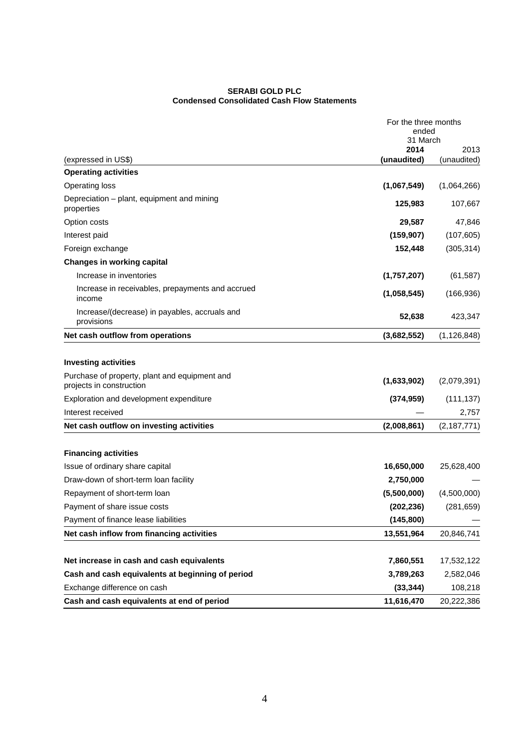**SERABI GOLD PLC**
**Condensed Consolidated Cash Flow Statements**

| (expressed in US$) | For the three months ended 31 March 2014 (unaudited) | 2013 (unaudited) |
|---|---|---|
| **Operating activities** | | |
| Operating loss | **(1,067,549)** | (1,064,266) |
| Depreciation – plant, equipment and mining properties | **125,983** | 107,667 |
| Option costs | **29,587** | 47,846 |
| Interest paid | **(159,907)** | (107,605) |
| Foreign exchange | **152,448** | (305,314) |
| **Changes in working capital** | | |
| Increase in inventories | **(1,757,207)** | (61,587) |
| Increase in receivables, prepayments and accrued income | **(1,058,545)** | (166,936) |
| Increase/(decrease) in payables, accruals and provisions | **52,638** | 423,347 |
| **Net cash outflow from operations** | **(3,682,552)** | (1,126,848) |
| | | |
| **Investing activities** | | |
| Purchase of property, plant and equipment and projects in construction | **(1,633,902)** | (2,079,391) |
| Exploration and development expenditure | **(374,959)** | (111,137) |
| Interest received | — | 2,757 |
| **Net cash outflow on investing activities** | **(2,008,861)** | (2,187,771) |
| | | |
| **Financing activities** | | |
| Issue of ordinary share capital | **16,650,000** | 25,628,400 |
| Draw-down of short-term loan facility | **2,750,000** | — |
| Repayment of short-term loan | **(5,500,000)** | (4,500,000) |
| Payment of share issue costs | **(202,236)** | (281,659) |
| Payment of finance lease liabilities | **(145,800)** | — |
| **Net cash inflow from financing activities** | **13,551,964** | 20,846,741 |
| | | |
| **Net increase in cash and cash equivalents** | **7,860,551** | 17,532,122 |
| **Cash and cash equivalents at beginning of period** | **3,789,263** | 2,582,046 |
| Exchange difference on cash | **(33,344)** | 108,218 |
| **Cash and cash equivalents at end of period** | **11,616,470** | 20,222,386 |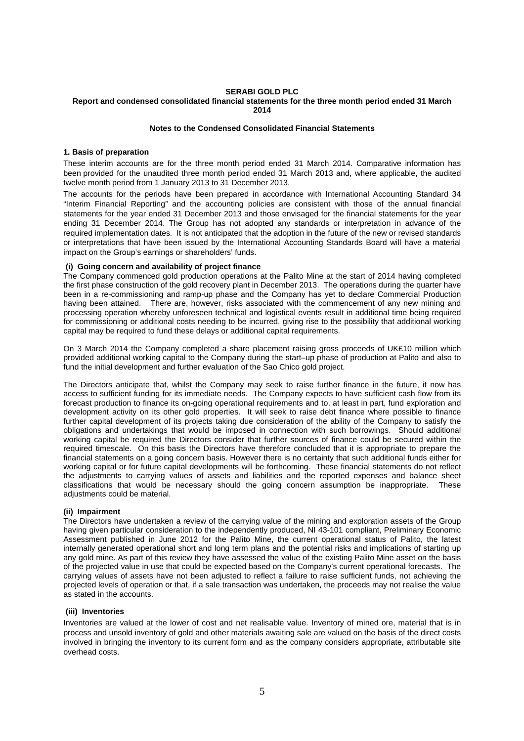**SERABI GOLD PLC**
**Report and condensed consolidated financial statements for the three month period ended 31 March 2014**

## Notes to the Condensed Consolidated Financial Statements

### 1. Basis of preparation

These interim accounts are for the three month period ended 31 March 2014. Comparative information has been provided for the unaudited three month period ended 31 March 2013 and, where applicable, the audited twelve month period from 1 January 2013 to 31 December 2013.

The accounts for the periods have been prepared in accordance with International Accounting Standard 34 "Interim Financial Reporting" and the accounting policies are consistent with those of the annual financial statements for the year ended 31 December 2013 and those envisaged for the financial statements for the year ending 31 December 2014. The Group has not adopted any standards or interpretation in advance of the required implementation dates. It is not anticipated that the adoption in the future of the new or revised standards or interpretations that have been issued by the International Accounting Standards Board will have a material impact on the Group's earnings or shareholders' funds.

#### (i) Going concern and availability of project finance

The Company commenced gold production operations at the Palito Mine at the start of 2014 having completed the first phase construction of the gold recovery plant in December 2013. The operations during the quarter have been in a re-commissioning and ramp-up phase and the Company has yet to declare Commercial Production having been attained. There are, however, risks associated with the commencement of any new mining and processing operation whereby unforeseen technical and logistical events result in additional time being required for commissioning or additional costs needing to be incurred, giving rise to the possibility that additional working capital may be required to fund these delays or additional capital requirements.

On 3 March 2014 the Company completed a share placement raising gross proceeds of UK£10 million which provided additional working capital to the Company during the start–up phase of production at Palito and also to fund the initial development and further evaluation of the Sao Chico gold project.

The Directors anticipate that, whilst the Company may seek to raise further finance in the future, it now has access to sufficient funding for its immediate needs. The Company expects to have sufficient cash flow from its forecast production to finance its on-going operational requirements and to, at least in part, fund exploration and development activity on its other gold properties. It will seek to raise debt finance where possible to finance further capital development of its projects taking due consideration of the ability of the Company to satisfy the obligations and undertakings that would be imposed in connection with such borrowings. Should additional working capital be required the Directors consider that further sources of finance could be secured within the required timescale. On this basis the Directors have therefore concluded that it is appropriate to prepare the financial statements on a going concern basis. However there is no certainty that such additional funds either for working capital or for future capital developments will be forthcoming. These financial statements do not reflect the adjustments to carrying values of assets and liabilities and the reported expenses and balance sheet classifications that would be necessary should the going concern assumption be inappropriate. These adjustments could be material.

#### (ii) Impairment

The Directors have undertaken a review of the carrying value of the mining and exploration assets of the Group having given particular consideration to the independently produced, NI 43-101 compliant, Preliminary Economic Assessment published in June 2012 for the Palito Mine, the current operational status of Palito, the latest internally generated operational short and long term plans and the potential risks and implications of starting up any gold mine. As part of this review they have assessed the value of the existing Palito Mine asset on the basis of the projected value in use that could be expected based on the Company's current operational forecasts. The carrying values of assets have not been adjusted to reflect a failure to raise sufficient funds, not achieving the projected levels of operation or that, if a sale transaction was undertaken, the proceeds may not realise the value as stated in the accounts.

#### (iii) Inventories

Inventories are valued at the lower of cost and net realisable value. Inventory of mined ore, material that is in process and unsold inventory of gold and other materials awaiting sale are valued on the basis of the direct costs involved in bringing the inventory to its current form and as the company considers appropriate, attributable site overhead costs.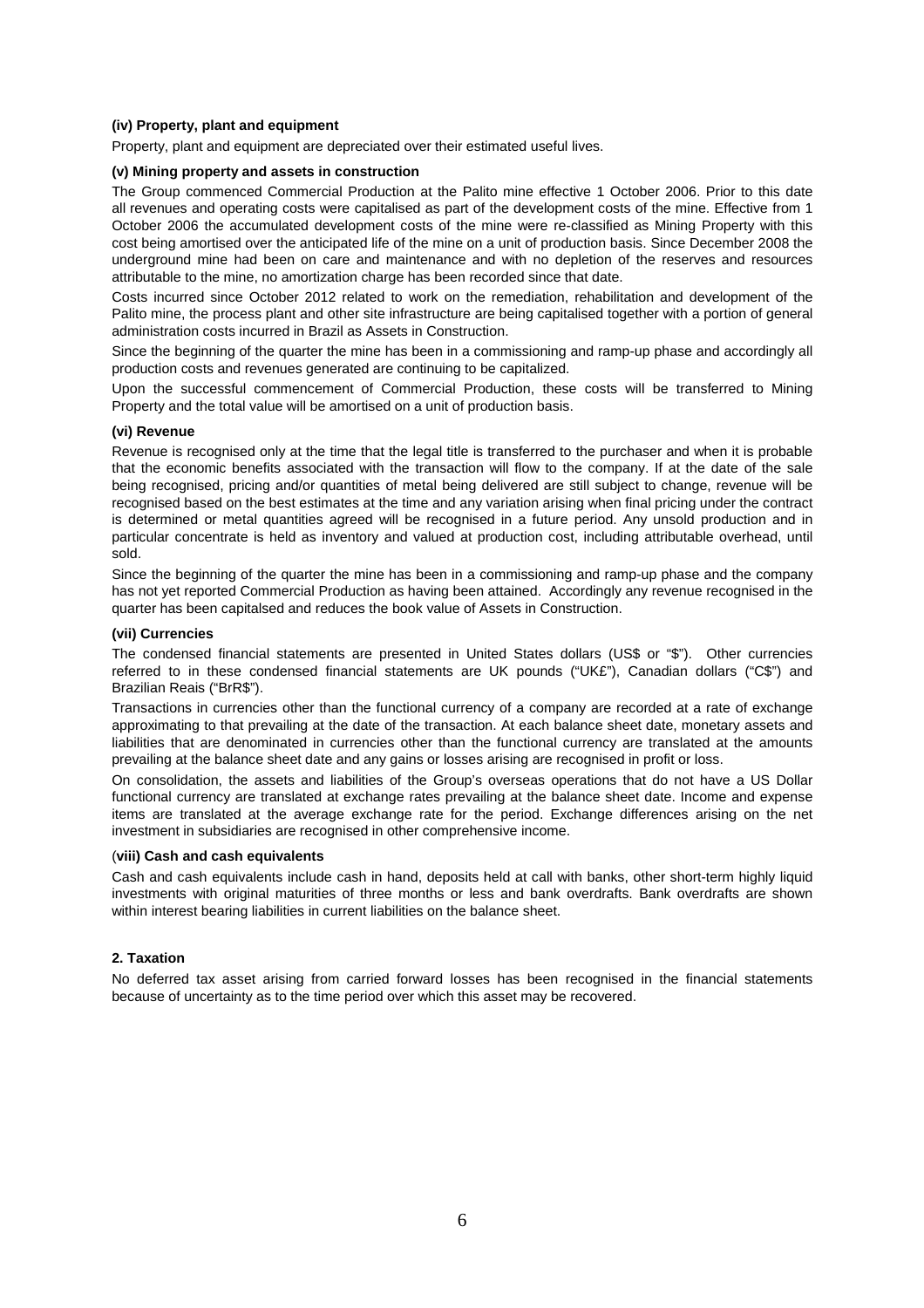**(iv) Property, plant and equipment**

Property, plant and equipment are depreciated over their estimated useful lives.

**(v) Mining property and assets in construction**

The Group commenced Commercial Production at the Palito mine effective 1 October 2006. Prior to this date all revenues and operating costs were capitalised as part of the development costs of the mine. Effective from 1 October 2006 the accumulated development costs of the mine were re-classified as Mining Property with this cost being amortised over the anticipated life of the mine on a unit of production basis. Since December 2008 the underground mine had been on care and maintenance and with no depletion of the reserves and resources attributable to the mine, no amortization charge has been recorded since that date.

Costs incurred since October 2012 related to work on the remediation, rehabilitation and development of the Palito mine, the process plant and other site infrastructure are being capitalised together with a portion of general administration costs incurred in Brazil as Assets in Construction.

Since the beginning of the quarter the mine has been in a commissioning and ramp-up phase and accordingly all production costs and revenues generated are continuing to be capitalized.

Upon the successful commencement of Commercial Production, these costs will be transferred to Mining Property and the total value will be amortised on a unit of production basis.

**(vi) Revenue**

Revenue is recognised only at the time that the legal title is transferred to the purchaser and when it is probable that the economic benefits associated with the transaction will flow to the company. If at the date of the sale being recognised, pricing and/or quantities of metal being delivered are still subject to change, revenue will be recognised based on the best estimates at the time and any variation arising when final pricing under the contract is determined or metal quantities agreed will be recognised in a future period. Any unsold production and in particular concentrate is held as inventory and valued at production cost, including attributable overhead, until sold.

Since the beginning of the quarter the mine has been in a commissioning and ramp-up phase and the company has not yet reported Commercial Production as having been attained. Accordingly any revenue recognised in the quarter has been capitalsed and reduces the book value of Assets in Construction.

**(vii) Currencies**

The condensed financial statements are presented in United States dollars (US$ or "$"). Other currencies referred to in these condensed financial statements are UK pounds ("UK£"), Canadian dollars ("C$") and Brazilian Reais ("BrR$").

Transactions in currencies other than the functional currency of a company are recorded at a rate of exchange approximating to that prevailing at the date of the transaction. At each balance sheet date, monetary assets and liabilities that are denominated in currencies other than the functional currency are translated at the amounts prevailing at the balance sheet date and any gains or losses arising are recognised in profit or loss.

On consolidation, the assets and liabilities of the Group's overseas operations that do not have a US Dollar functional currency are translated at exchange rates prevailing at the balance sheet date. Income and expense items are translated at the average exchange rate for the period. Exchange differences arising on the net investment in subsidiaries are recognised in other comprehensive income.

(**viii) Cash and cash equivalents**

Cash and cash equivalents include cash in hand, deposits held at call with banks, other short-term highly liquid investments with original maturities of three months or less and bank overdrafts. Bank overdrafts are shown within interest bearing liabilities in current liabilities on the balance sheet.

**2. Taxation**

No deferred tax asset arising from carried forward losses has been recognised in the financial statements because of uncertainty as to the time period over which this asset may be recovered.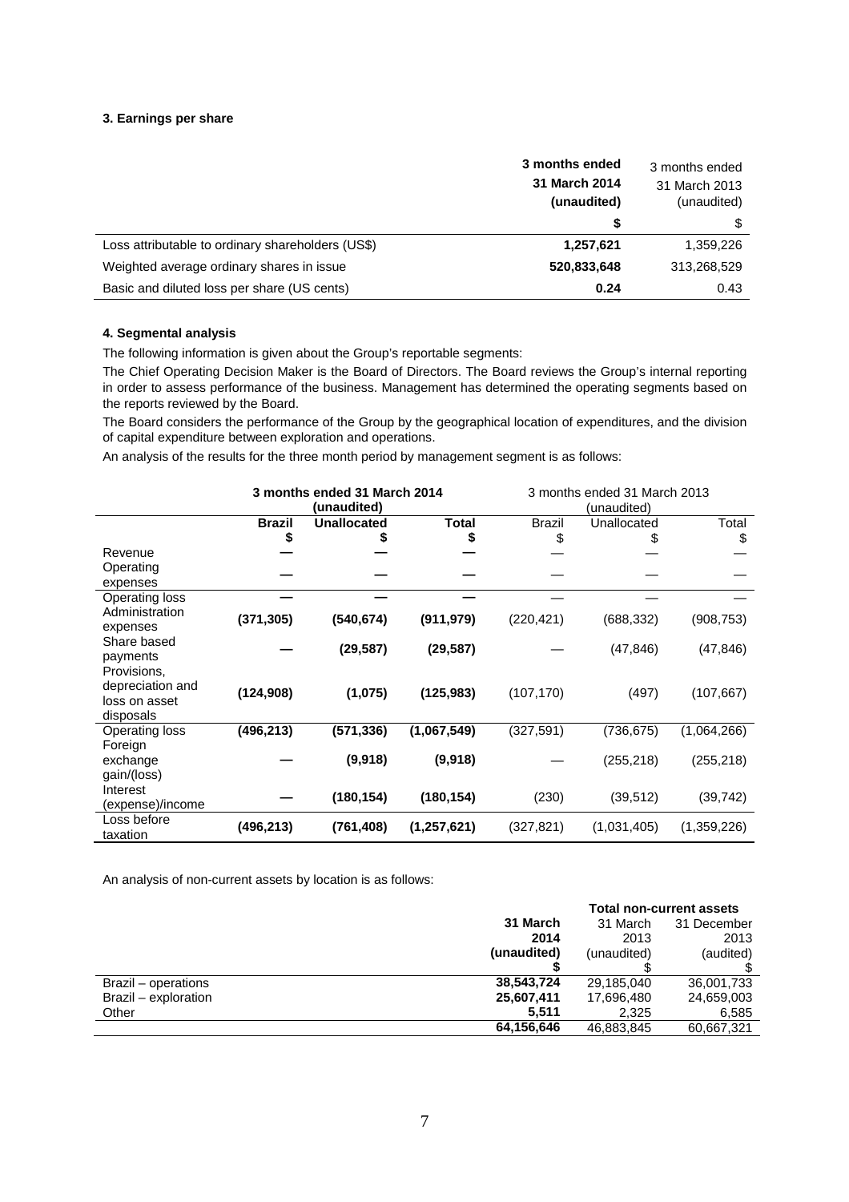### 3. Earnings per share

| | **3 months ended 31 March 2014 (unaudited)** | 3 months ended 31 March 2013 (unaudited) |
|---|---|---|
| | **\$** | \$ |
| Loss attributable to ordinary shareholders (US\$) | **1,257,621** | 1,359,226 |
| Weighted average ordinary shares in issue | **520,833,648** | 313,268,529 |
| Basic and diluted loss per share (US cents) | **0.24** | 0.43 |

### 4. Segmental analysis

The following information is given about the Group's reportable segments:

The Chief Operating Decision Maker is the Board of Directors. The Board reviews the Group's internal reporting in order to assess performance of the business. Management has determined the operating segments based on the reports reviewed by the Board.

The Board considers the performance of the Group by the geographical location of expenditures, and the division of capital expenditure between exploration and operations.

An analysis of the results for the three month period by management segment is as follows:

| | **3 months ended 31 March 2014 (unaudited)** | | | 3 months ended 31 March 2013 (unaudited) | | |
|---|---|---|---|---|---|---|
| | **Brazil \$** | **Unallocated \$** | **Total \$** | Brazil \$ | Unallocated \$ | Total \$ |
| Revenue | **—** | **—** | **—** | — | — | — |
| Operating expenses | **—** | **—** | **—** | — | — | — |
| Operating loss | **—** | **—** | **—** | — | — | — |
| Administration expenses | **(371,305)** | **(540,674)** | **(911,979)** | (220,421) | (688,332) | (908,753) |
| Share based payments | **—** | **(29,587)** | **(29,587)** | — | (47,846) | (47,846) |
| Provisions, depreciation and loss on asset disposals | **(124,908)** | **(1,075)** | **(125,983)** | (107,170) | (497) | (107,667) |
| Operating loss | **(496,213)** | **(571,336)** | **(1,067,549)** | (327,591) | (736,675) | (1,064,266) |
| Foreign exchange gain/(loss) | **—** | **(9,918)** | **(9,918)** | — | (255,218) | (255,218) |
| Interest (expense)/income | **—** | **(180,154)** | **(180,154)** | (230) | (39,512) | (39,742) |
| Loss before taxation | **(496,213)** | **(761,408)** | **(1,257,621)** | (327,821) | (1,031,405) | (1,359,226) |

An analysis of non-current assets by location is as follows:

| | **Total non-current assets** | | |
|---|---|---|---|
| | **31 March 2014 (unaudited) \$** | 31 March 2013 (unaudited) \$ | 31 December 2013 (audited) \$ |
| Brazil – operations | **38,543,724** | 29,185,040 | 36,001,733 |
| Brazil – exploration | **25,607,411** | 17,696,480 | 24,659,003 |
| Other | **5,511** | 2,325 | 6,585 |
| | **64,156,646** | 46,883,845 | 60,667,321 |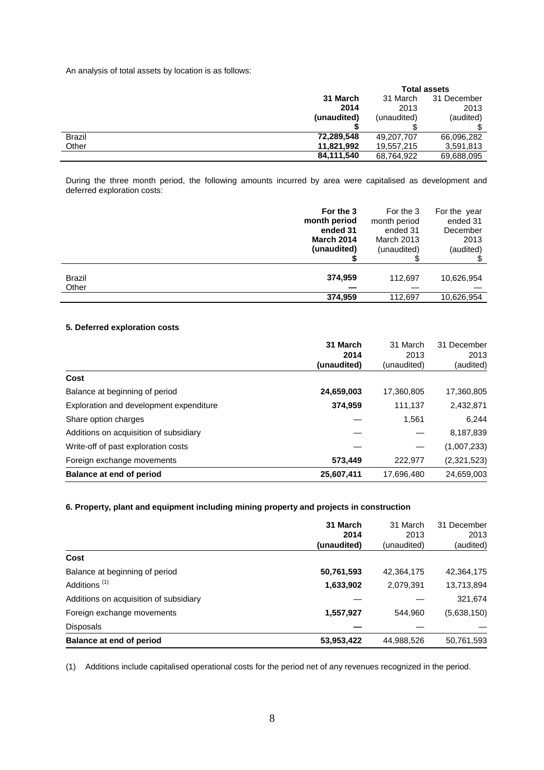An analysis of total assets by location is as follows:

| | Total assets | | |
|---|---|---|---|
| | **31 March 2014 (unaudited)** | 31 March 2013 (unaudited) | 31 December 2013 (audited) |
| | **$** | $ | $ |
| Brazil | **72,289,548** | 49,207,707 | 66,096,282 |
| Other | **11,821,992** | 19,557,215 | 3,591,813 |
| | **84,111,540** | 68,764,922 | 69,688,095 |

During the three month period, the following amounts incurred by area were capitalised as development and deferred exploration costs:

| | **For the 3 month period ended 31 March 2014 (unaudited)** | For the 3 month period ended 31 March 2013 (unaudited) | For the year ended 31 December 2013 (audited) |
|---|---|---|---|
| | **$** | $ | $ |
| Brazil | **374,959** | 112,697 | 10,626,954 |
| Other | **—** | — | — |
| | **374,959** | 112,697 | 10,626,954 |

#### 5. Deferred exploration costs

| | **31 March 2014 (unaudited)** | 31 March 2013 (unaudited) | 31 December 2013 (audited) |
|---|---|---|---|
| **Cost** | | | |
| Balance at beginning of period | **24,659,003** | 17,360,805 | 17,360,805 |
| Exploration and development expenditure | **374,959** | 111,137 | 2,432,871 |
| Share option charges | — | 1,561 | 6,244 |
| Additions on acquisition of subsidiary | — | — | 8,187,839 |
| Write-off of past exploration costs | — | — | (1,007,233) |
| Foreign exchange movements | **573,449** | 222,977 | (2,321,523) |
| **Balance at end of period** | **25,607,411** | 17,696,480 | 24,659,003 |

#### 6. Property, plant and equipment including mining property and projects in construction

| | **31 March 2014 (unaudited)** | 31 March 2013 (unaudited) | 31 December 2013 (audited) |
|---|---|---|---|
| **Cost** | | | |
| Balance at beginning of period | **50,761,593** | 42,364,175 | 42,364,175 |
| Additions (1) | **1,633,902** | 2,079,391 | 13,713,894 |
| Additions on acquisition of subsidiary | — | — | 321,674 |
| Foreign exchange movements | **1,557,927** | 544,960 | (5,638,150) |
| Disposals | **—** | — | — |
| **Balance at end of period** | **53,953,422** | 44,988,526 | 50,761,593 |

(1) Additions include capitalised operational costs for the period net of any revenues recognized in the period.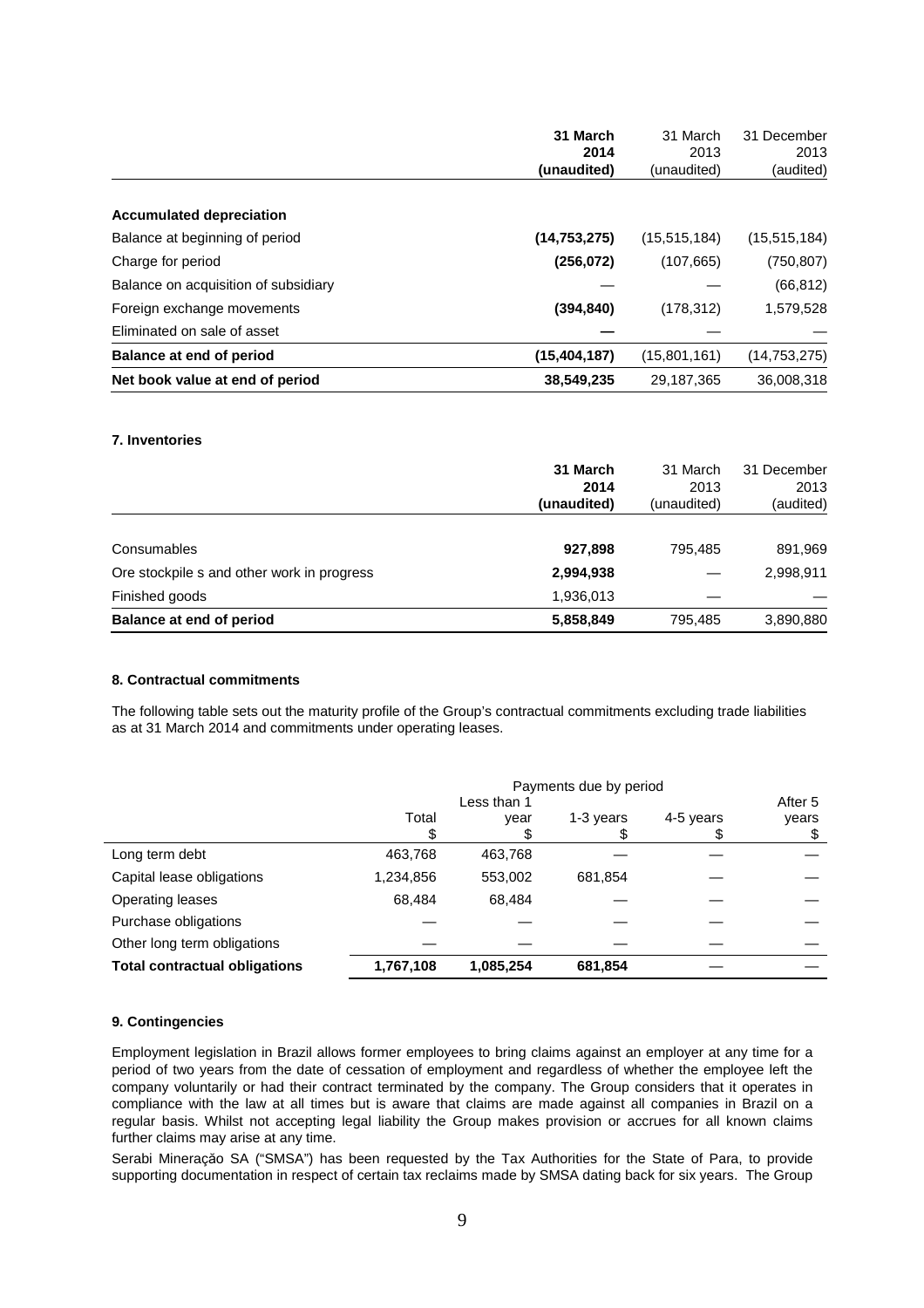| | **31 March 2014 (unaudited)** | 31 March 2013 (unaudited) | 31 December 2013 (audited) |
|---|---|---|---|
| **Accumulated depreciation** | | | |
| Balance at beginning of period | **(14,753,275)** | (15,515,184) | (15,515,184) |
| Charge for period | **(256,072)** | (107,665) | (750,807) |
| Balance on acquisition of subsidiary | — | — | (66,812) |
| Foreign exchange movements | **(394,840)** | (178,312) | 1,579,528 |
| Eliminated on sale of asset | **—** | — | — |
| **Balance at end of period** | **(15,404,187)** | (15,801,161) | (14,753,275) |
| **Net book value at end of period** | **38,549,235** | 29,187,365 | 36,008,318 |

### 7. Inventories

| | **31 March 2014 (unaudited)** | 31 March 2013 (unaudited) | 31 December 2013 (audited) |
|---|---|---|---|
| Consumables | **927,898** | 795,485 | 891,969 |
| Ore stockpile s and other work in progress | **2,994,938** | — | 2,998,911 |
| Finished goods | 1,936,013 | — | — |
| **Balance at end of period** | **5,858,849** | 795,485 | 3,890,880 |

### 8. Contractual commitments

The following table sets out the maturity profile of the Group's contractual commitments excluding trade liabilities as at 31 March 2014 and commitments under operating leases.

| | Payments due by period | | | | |
|---|---|---|---|---|---|
| | Total $ | Less than 1 year $ | 1-3 years $ | 4-5 years $ | After 5 years $ |
| Long term debt | 463,768 | 463,768 | — | — | — |
| Capital lease obligations | 1,234,856 | 553,002 | 681,854 | — | — |
| Operating leases | 68,484 | 68,484 | — | — | — |
| Purchase obligations | — | — | — | — | — |
| Other long term obligations | — | — | — | — | — |
| **Total contractual obligations** | **1,767,108** | **1,085,254** | **681,854** | — | — |

### 9. Contingencies

Employment legislation in Brazil allows former employees to bring claims against an employer at any time for a period of two years from the date of cessation of employment and regardless of whether the employee left the company voluntarily or had their contract terminated by the company. The Group considers that it operates in compliance with the law at all times but is aware that claims are made against all companies in Brazil on a regular basis. Whilst not accepting legal liability the Group makes provision or accrues for all known claims further claims may arise at any time.

Serabi Mineração SA ("SMSA") has been requested by the Tax Authorities for the State of Para, to provide supporting documentation in respect of certain tax reclaims made by SMSA dating back for six years. The Group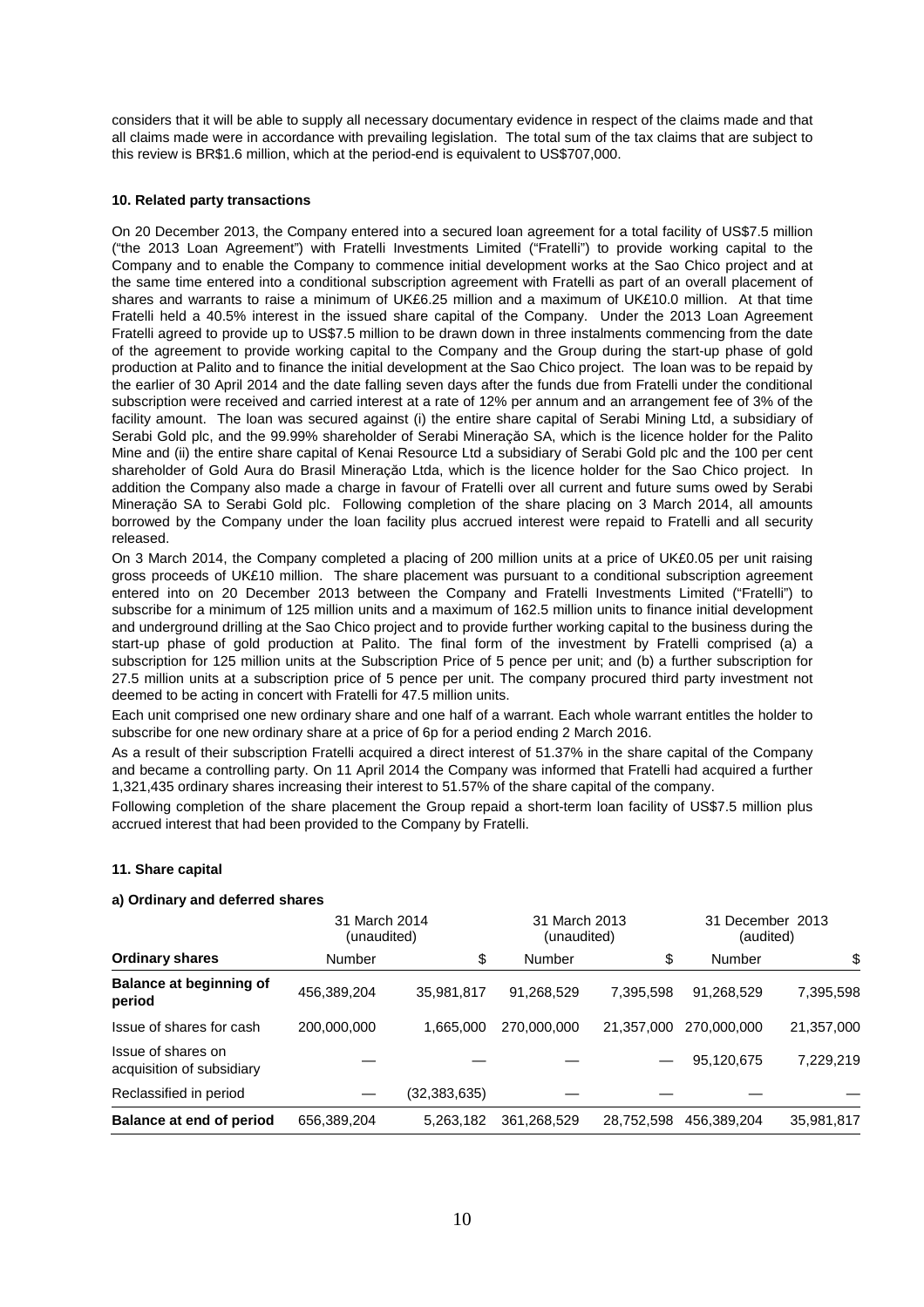considers that it will be able to supply all necessary documentary evidence in respect of the claims made and that all claims made were in accordance with prevailing legislation. The total sum of the tax claims that are subject to this review is BR$1.6 million, which at the period-end is equivalent to US$707,000.

**10. Related party transactions**

On 20 December 2013, the Company entered into a secured loan agreement for a total facility of US$7.5 million ("the 2013 Loan Agreement") with Fratelli Investments Limited ("Fratelli") to provide working capital to the Company and to enable the Company to commence initial development works at the Sao Chico project and at the same time entered into a conditional subscription agreement with Fratelli as part of an overall placement of shares and warrants to raise a minimum of UK£6.25 million and a maximum of UK£10.0 million. At that time Fratelli held a 40.5% interest in the issued share capital of the Company. Under the 2013 Loan Agreement Fratelli agreed to provide up to US$7.5 million to be drawn down in three instalments commencing from the date of the agreement to provide working capital to the Company and the Group during the start-up phase of gold production at Palito and to finance the initial development at the Sao Chico project. The loan was to be repaid by the earlier of 30 April 2014 and the date falling seven days after the funds due from Fratelli under the conditional subscription were received and carried interest at a rate of 12% per annum and an arrangement fee of 3% of the facility amount. The loan was secured against (i) the entire share capital of Serabi Mining Ltd, a subsidiary of Serabi Gold plc, and the 99.99% shareholder of Serabi Mineração SA, which is the licence holder for the Palito Mine and (ii) the entire share capital of Kenai Resource Ltd a subsidiary of Serabi Gold plc and the 100 per cent shareholder of Gold Aura do Brasil Mineração Ltda, which is the licence holder for the Sao Chico project. In addition the Company also made a charge in favour of Fratelli over all current and future sums owed by Serabi Mineração SA to Serabi Gold plc. Following completion of the share placing on 3 March 2014, all amounts borrowed by the Company under the loan facility plus accrued interest were repaid to Fratelli and all security released.

On 3 March 2014, the Company completed a placing of 200 million units at a price of UK£0.05 per unit raising gross proceeds of UK£10 million. The share placement was pursuant to a conditional subscription agreement entered into on 20 December 2013 between the Company and Fratelli Investments Limited ("Fratelli") to subscribe for a minimum of 125 million units and a maximum of 162.5 million units to finance initial development and underground drilling at the Sao Chico project and to provide further working capital to the business during the start-up phase of gold production at Palito. The final form of the investment by Fratelli comprised (a) a subscription for 125 million units at the Subscription Price of 5 pence per unit; and (b) a further subscription for 27.5 million units at a subscription price of 5 pence per unit. The company procured third party investment not deemed to be acting in concert with Fratelli for 47.5 million units.

Each unit comprised one new ordinary share and one half of a warrant. Each whole warrant entitles the holder to subscribe for one new ordinary share at a price of 6p for a period ending 2 March 2016.

As a result of their subscription Fratelli acquired a direct interest of 51.37% in the share capital of the Company and became a controlling party. On 11 April 2014 the Company was informed that Fratelli had acquired a further 1,321,435 ordinary shares increasing their interest to 51.57% of the share capital of the company.

Following completion of the share placement the Group repaid a short-term loan facility of US$7.5 million plus accrued interest that had been provided to the Company by Fratelli.

**11. Share capital**

**a) Ordinary and deferred shares**

| | 31 March 2014 (unaudited) | | 31 March 2013 (unaudited) | | 31 December 2013 (audited) | |
|---|---|---|---|---|---|---|
| **Ordinary shares** | Number | $ | Number | $ | Number | $ |
| **Balance at beginning of period** | 456,389,204 | 35,981,817 | 91,268,529 | 7,395,598 | 91,268,529 | 7,395,598 |
| Issue of shares for cash | 200,000,000 | 1,665,000 | 270,000,000 | 21,357,000 | 270,000,000 | 21,357,000 |
| Issue of shares on acquisition of subsidiary | — | — | — | — | 95,120,675 | 7,229,219 |
| Reclassified in period | — | (32,383,635) | — | — | — | — |
| **Balance at end of period** | 656,389,204 | 5,263,182 | 361,268,529 | 28,752,598 | 456,389,204 | 35,981,817 |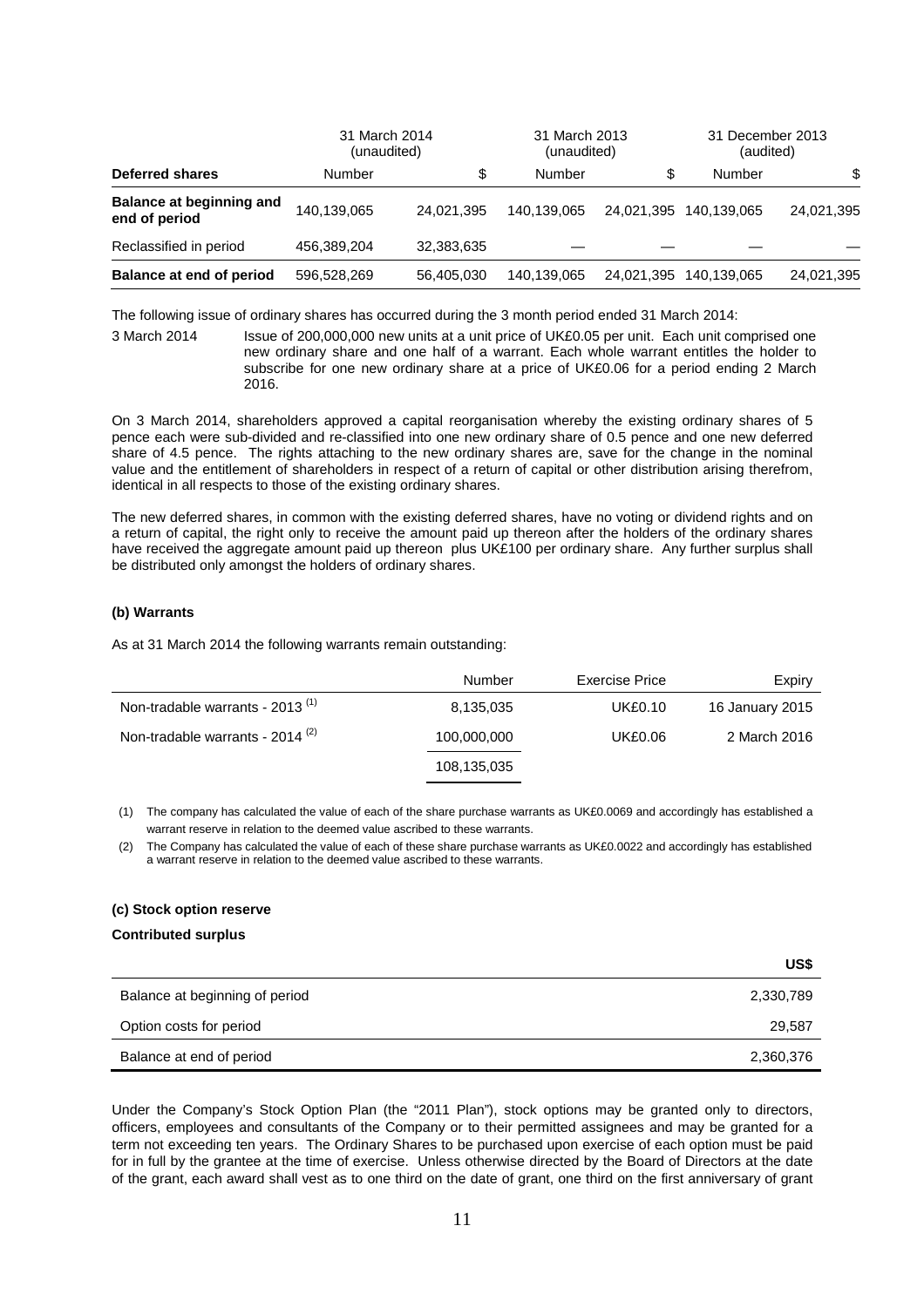| | 31 March 2014 (unaudited) | | 31 March 2013 (unaudited) | | 31 December 2013 (audited) | |
|---|---|---|---|---|---|---|
| **Deferred shares** | Number | $ | Number | $ | Number | $ |
| **Balance at beginning and end of period** | 140,139,065 | 24,021,395 | 140,139,065 | 24,021,395 | 140,139,065 | 24,021,395 |
| Reclassified in period | 456,389,204 | 32,383,635 | — | — | — | — |
| **Balance at end of period** | 596,528,269 | 56,405,030 | 140,139,065 | 24,021,395 | 140,139,065 | 24,021,395 |

The following issue of ordinary shares has occurred during the 3 month period ended 31 March 2014:

3 March 2014 Issue of 200,000,000 new units at a unit price of UK£0.05 per unit. Each unit comprised one new ordinary share and one half of a warrant. Each whole warrant entitles the holder to subscribe for one new ordinary share at a price of UK£0.06 for a period ending 2 March 2016.

On 3 March 2014, shareholders approved a capital reorganisation whereby the existing ordinary shares of 5 pence each were sub-divided and re-classified into one new ordinary share of 0.5 pence and one new deferred share of 4.5 pence. The rights attaching to the new ordinary shares are, save for the change in the nominal value and the entitlement of shareholders in respect of a return of capital or other distribution arising therefrom, identical in all respects to those of the existing ordinary shares.

The new deferred shares, in common with the existing deferred shares, have no voting or dividend rights and on a return of capital, the right only to receive the amount paid up thereon after the holders of the ordinary shares have received the aggregate amount paid up thereon plus UK£100 per ordinary share. Any further surplus shall be distributed only amongst the holders of ordinary shares.

**(b) Warrants**

As at 31 March 2014 the following warrants remain outstanding:

| | Number | Exercise Price | Expiry |
|---|---|---|---|
| Non-tradable warrants - 2013 (1) | 8,135,035 | UK£0.10 | 16 January 2015 |
| Non-tradable warrants - 2014 (2) | 100,000,000 | UK£0.06 | 2 March 2016 |
| | 108,135,035 | | |

(1) The company has calculated the value of each of the share purchase warrants as UK£0.0069 and accordingly has established a warrant reserve in relation to the deemed value ascribed to these warrants.

(2) The Company has calculated the value of each of these share purchase warrants as UK£0.0022 and accordingly has established a warrant reserve in relation to the deemed value ascribed to these warrants.

**(c) Stock option reserve**

**Contributed surplus**

| | US$ |
|---|---|
| Balance at beginning of period | 2,330,789 |
| Option costs for period | 29,587 |
| Balance at end of period | 2,360,376 |

Under the Company's Stock Option Plan (the "2011 Plan"), stock options may be granted only to directors, officers, employees and consultants of the Company or to their permitted assignees and may be granted for a term not exceeding ten years. The Ordinary Shares to be purchased upon exercise of each option must be paid for in full by the grantee at the time of exercise. Unless otherwise directed by the Board of Directors at the date of the grant, each award shall vest as to one third on the date of grant, one third on the first anniversary of grant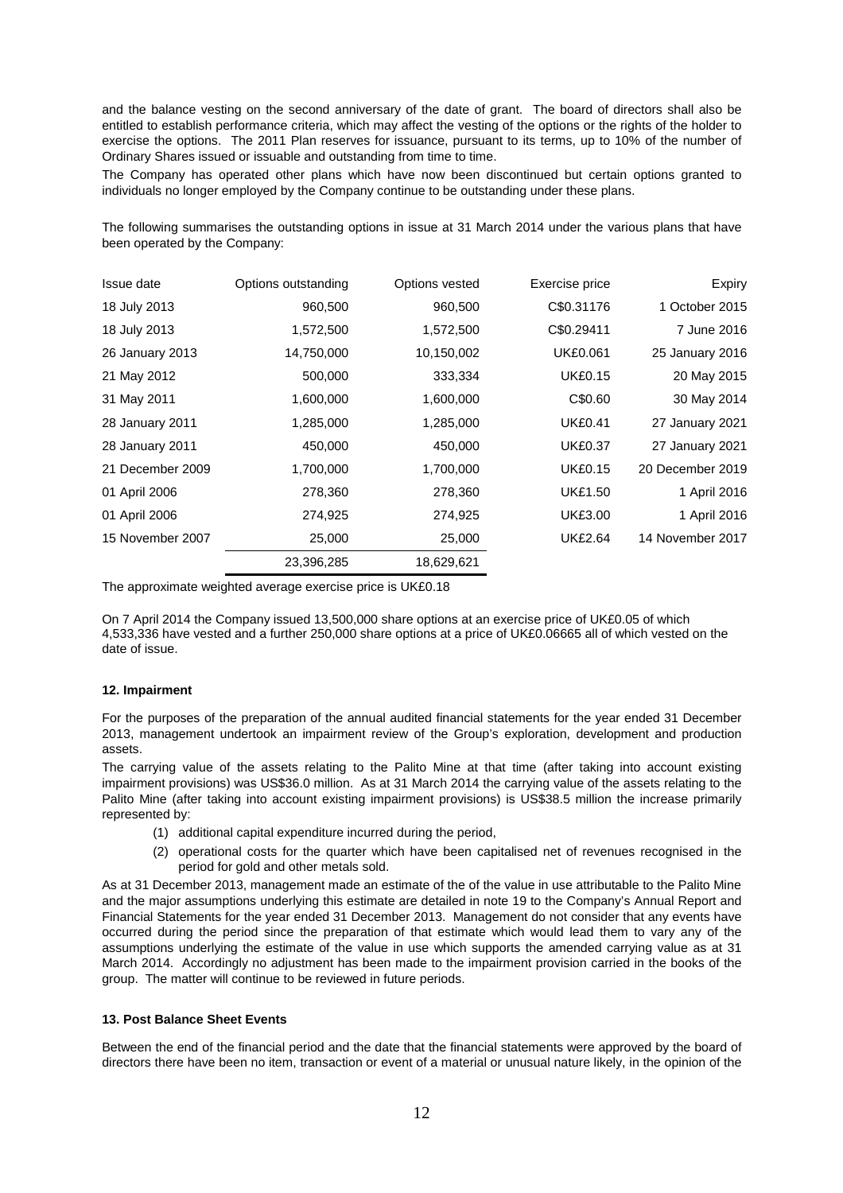and the balance vesting on the second anniversary of the date of grant. The board of directors shall also be entitled to establish performance criteria, which may affect the vesting of the options or the rights of the holder to exercise the options. The 2011 Plan reserves for issuance, pursuant to its terms, up to 10% of the number of Ordinary Shares issued or issuable and outstanding from time to time.

The Company has operated other plans which have now been discontinued but certain options granted to individuals no longer employed by the Company continue to be outstanding under these plans.

The following summarises the outstanding options in issue at 31 March 2014 under the various plans that have been operated by the Company:

| Issue date | Options outstanding | Options vested | Exercise price | Expiry |
|---|---|---|---|---|
| 18 July 2013 | 960,500 | 960,500 | C$0.31176 | 1 October 2015 |
| 18 July 2013 | 1,572,500 | 1,572,500 | C$0.29411 | 7 June 2016 |
| 26 January 2013 | 14,750,000 | 10,150,002 | UK£0.061 | 25 January 2016 |
| 21 May 2012 | 500,000 | 333,334 | UK£0.15 | 20 May 2015 |
| 31 May 2011 | 1,600,000 | 1,600,000 | C$0.60 | 30 May 2014 |
| 28 January 2011 | 1,285,000 | 1,285,000 | UK£0.41 | 27 January 2021 |
| 28 January 2011 | 450,000 | 450,000 | UK£0.37 | 27 January 2021 |
| 21 December 2009 | 1,700,000 | 1,700,000 | UK£0.15 | 20 December 2019 |
| 01 April 2006 | 278,360 | 278,360 | UK£1.50 | 1 April 2016 |
| 01 April 2006 | 274,925 | 274,925 | UK£3.00 | 1 April 2016 |
| 15 November 2007 | 25,000 | 25,000 | UK£2.64 | 14 November 2017 |
| | 23,396,285 | 18,629,621 | | |

The approximate weighted average exercise price is UK£0.18

On 7 April 2014 the Company issued 13,500,000 share options at an exercise price of UK£0.05 of which 4,533,336 have vested and a further 250,000 share options at a price of UK£0.06665 all of which vested on the date of issue.

#### 12. Impairment

For the purposes of the preparation of the annual audited financial statements for the year ended 31 December 2013, management undertook an impairment review of the Group's exploration, development and production assets.

The carrying value of the assets relating to the Palito Mine at that time (after taking into account existing impairment provisions) was US$36.0 million. As at 31 March 2014 the carrying value of the assets relating to the Palito Mine (after taking into account existing impairment provisions) is US$38.5 million the increase primarily represented by:

1. additional capital expenditure incurred during the period,
2. operational costs for the quarter which have been capitalised net of revenues recognised in the period for gold and other metals sold.

As at 31 December 2013, management made an estimate of the of the value in use attributable to the Palito Mine and the major assumptions underlying this estimate are detailed in note 19 to the Company's Annual Report and Financial Statements for the year ended 31 December 2013. Management do not consider that any events have occurred during the period since the preparation of that estimate which would lead them to vary any of the assumptions underlying the estimate of the value in use which supports the amended carrying value as at 31 March 2014. Accordingly no adjustment has been made to the impairment provision carried in the books of the group. The matter will continue to be reviewed in future periods.

#### 13. Post Balance Sheet Events

Between the end of the financial period and the date that the financial statements were approved by the board of directors there have been no item, transaction or event of a material or unusual nature likely, in the opinion of the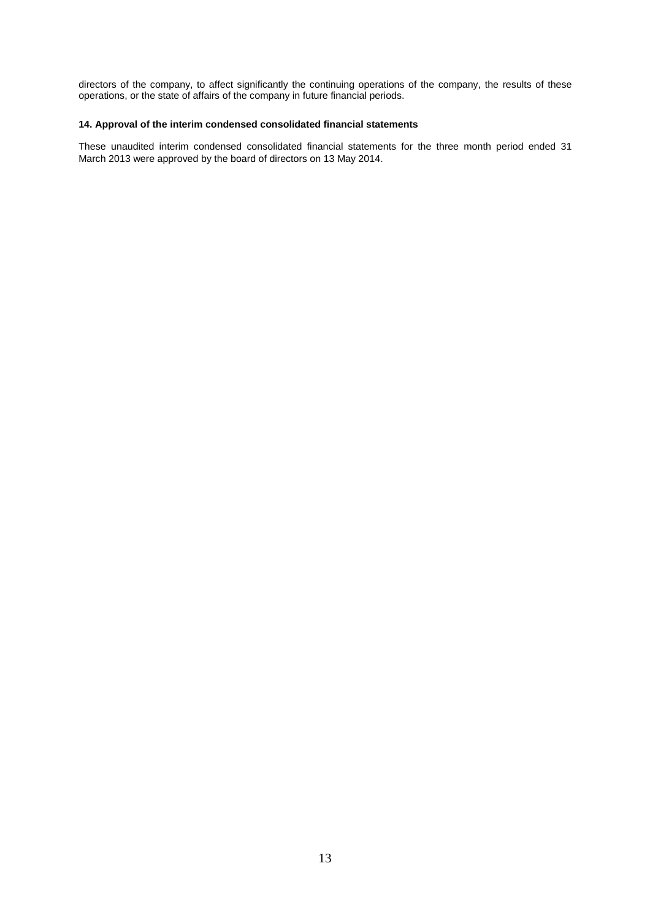directors of the company, to affect significantly the continuing operations of the company, the results of these operations, or the state of affairs of the company in future financial periods.

**14. Approval of the interim condensed consolidated financial statements**

These unaudited interim condensed consolidated financial statements for the three month period ended 31 March 2013 were approved by the board of directors on 13 May 2014.